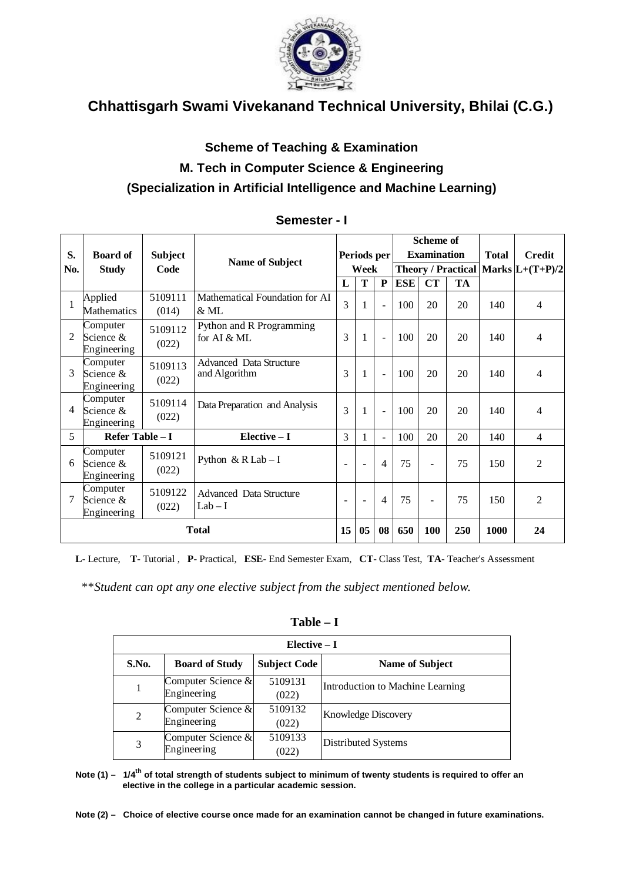# Chhattisgarh Swami Vivekanand Technical University, Bhilai (C.G.)

## Scheme of Teaching & Examination
## M. Tech in Computer Science & Engineering
## (Specialization in Artificial Intelligence and Machine Learning)

### Semester - I

| S. No. | Board of Study | Subject Code | Name of Subject | Periods per Week | | | Scheme of Examination | | | Total Marks | Credit L+(T+P)/2 |
|---|---|---|---|---|---|---|---|---|---|---|---|
| | | | | | | | Theory / Practical | | | | |
| | | | | L | T | P | ESE | CT | TA | | |
| 1 | Applied Mathematics | 5109111 (014) | Mathematical Foundation for AI & ML | 3 | 1 | - | 100 | 20 | 20 | 140 | 4 |
| 2 | Computer Science & Engineering | 5109112 (022) | Python and R Programming for AI & ML | 3 | 1 | - | 100 | 20 | 20 | 140 | 4 |
| 3 | Computer Science & Engineering | 5109113 (022) | Advanced Data Structure and Algorithm | 3 | 1 | - | 100 | 20 | 20 | 140 | 4 |
| 4 | Computer Science & Engineering | 5109114 (022) | Data Preparation and Analysis | 3 | 1 | - | 100 | 20 | 20 | 140 | 4 |
| 5 | Refer Table – I | | Elective – I | 3 | 1 | - | 100 | 20 | 20 | 140 | 4 |
| 6 | Computer Science & Engineering | 5109121 (022) | Python & R Lab – I | - | - | 4 | 75 | - | 75 | 150 | 2 |
| 7 | Computer Science & Engineering | 5109122 (022) | Advanced Data Structure Lab – I | - | - | 4 | 75 | - | 75 | 150 | 2 |
| **Total** | | | | 15 | 05 | 08 | 650 | 100 | 250 | 1000 | 24 |

**L**- Lecture, **T**- Tutorial , **P**- Practical, **ESE**- End Semester Exam, **CT**- Class Test, **TA**- Teacher's Assessment

*\*\*Student can opt any one elective subject from the subject mentioned below.*

**Table – I**

| Elective – I | | | |
|---|---|---|---|
| **S.No.** | **Board of Study** | **Subject Code** | **Name of Subject** |
| 1 | Computer Science & Engineering | 5109131 (022) | Introduction to Machine Learning |
| 2 | Computer Science & Engineering | 5109132 (022) | Knowledge Discovery |
| 3 | Computer Science & Engineering | 5109133 (022) | Distributed Systems |

**Note (1) – $1/4^{th}$ of total strength of students subject to minimum of twenty students is required to offer an elective in the college in a particular academic session.**

**Note (2) – Choice of elective course once made for an examination cannot be changed in future examinations.**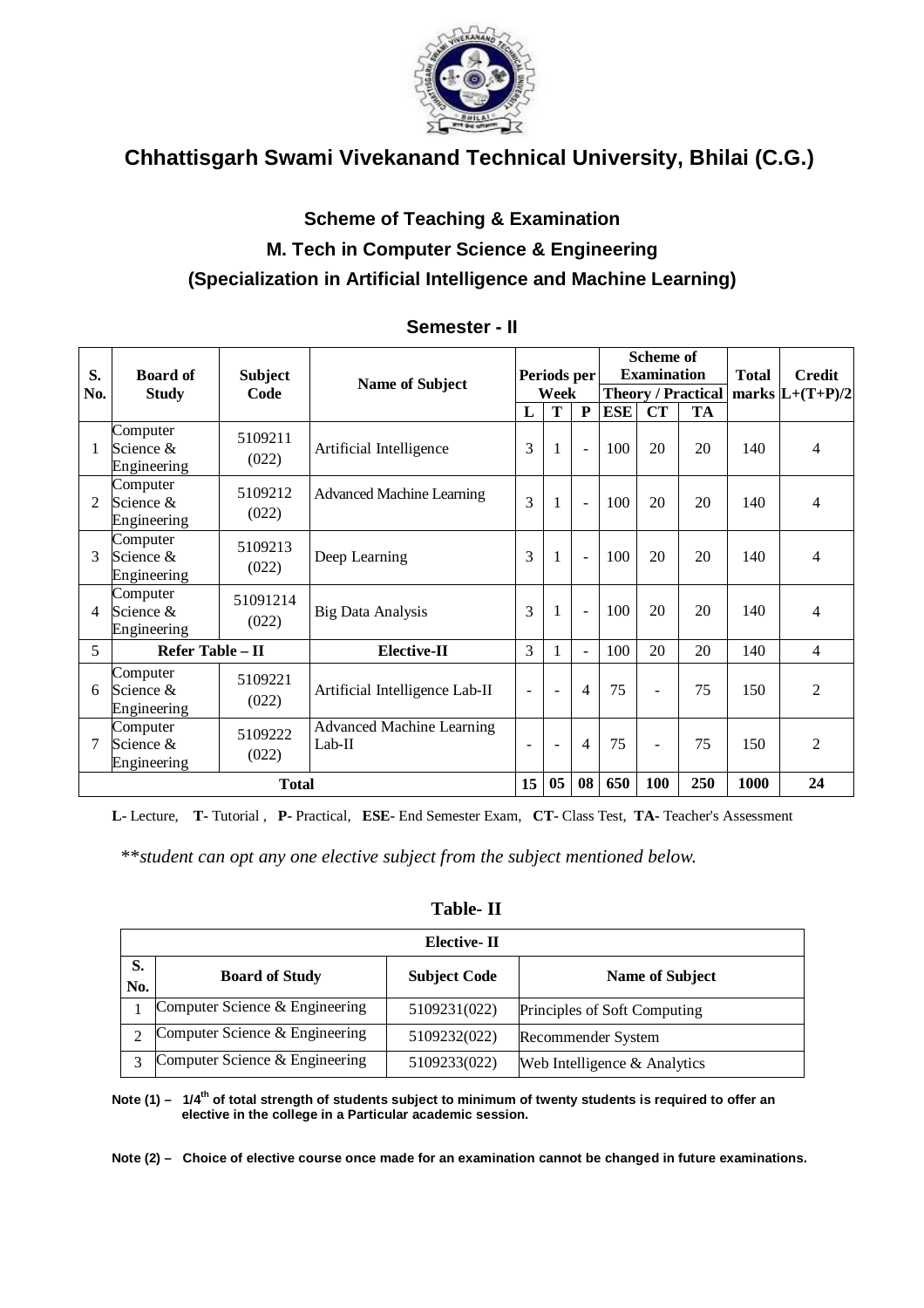# Chhattisgarh Swami Vivekanand Technical University, Bhilai (C.G.)

## Scheme of Teaching & Examination

## M. Tech in Computer Science & Engineering

## (Specialization in Artificial Intelligence and Machine Learning)

### Semester - II

| S. No. | Board of Study | Subject Code | Name of Subject | Periods per Week | | | Scheme of Examination Theory / Practical | | | Total marks | Credit L+(T+P)/2 |
|---|---|---|---|---|---|---|---|---|---|---|---|
| | | | | L | T | P | ESE | CT | TA | | |
| 1 | Computer Science & Engineering | 5109211 (022) | Artificial Intelligence | 3 | 1 | - | 100 | 20 | 20 | 140 | 4 |
| 2 | Computer Science & Engineering | 5109212 (022) | Advanced Machine Learning | 3 | 1 | - | 100 | 20 | 20 | 140 | 4 |
| 3 | Computer Science & Engineering | 5109213 (022) | Deep Learning | 3 | 1 | - | 100 | 20 | 20 | 140 | 4 |
| 4 | Computer Science & Engineering | 51091214 (022) | Big Data Analysis | 3 | 1 | - | 100 | 20 | 20 | 140 | 4 |
| 5 | Refer Table – II | | Elective-II | 3 | 1 | - | 100 | 20 | 20 | 140 | 4 |
| 6 | Computer Science & Engineering | 5109221 (022) | Artificial Intelligence Lab-II | - | - | 4 | 75 | - | 75 | 150 | 2 |
| 7 | Computer Science & Engineering | 5109222 (022) | Advanced Machine Learning Lab-II | - | - | 4 | 75 | - | 75 | 150 | 2 |
| | Total | | | 15 | 05 | 08 | 650 | 100 | 250 | 1000 | 24 |

**L**- Lecture, **T**- Tutorial , **P**- Practical, **ESE**- End Semester Exam, **CT**- Class Test, **TA**- Teacher's Assessment

*\*\*student can opt any one elective subject from the subject mentioned below.*

**Table- II**

| Elective- II | | | |
|---|---|---|---|
| S. No. | Board of Study | Subject Code | Name of Subject |
| 1 | Computer Science & Engineering | 5109231(022) | Principles of Soft Computing |
| 2 | Computer Science & Engineering | 5109232(022) | Recommender System |
| 3 | Computer Science & Engineering | 5109233(022) | Web Intelligence & Analytics |

**Note (1) – 1/4th of total strength of students subject to minimum of twenty students is required to offer an elective in the college in a Particular academic session.**

**Note (2) – Choice of elective course once made for an examination cannot be changed in future examinations.**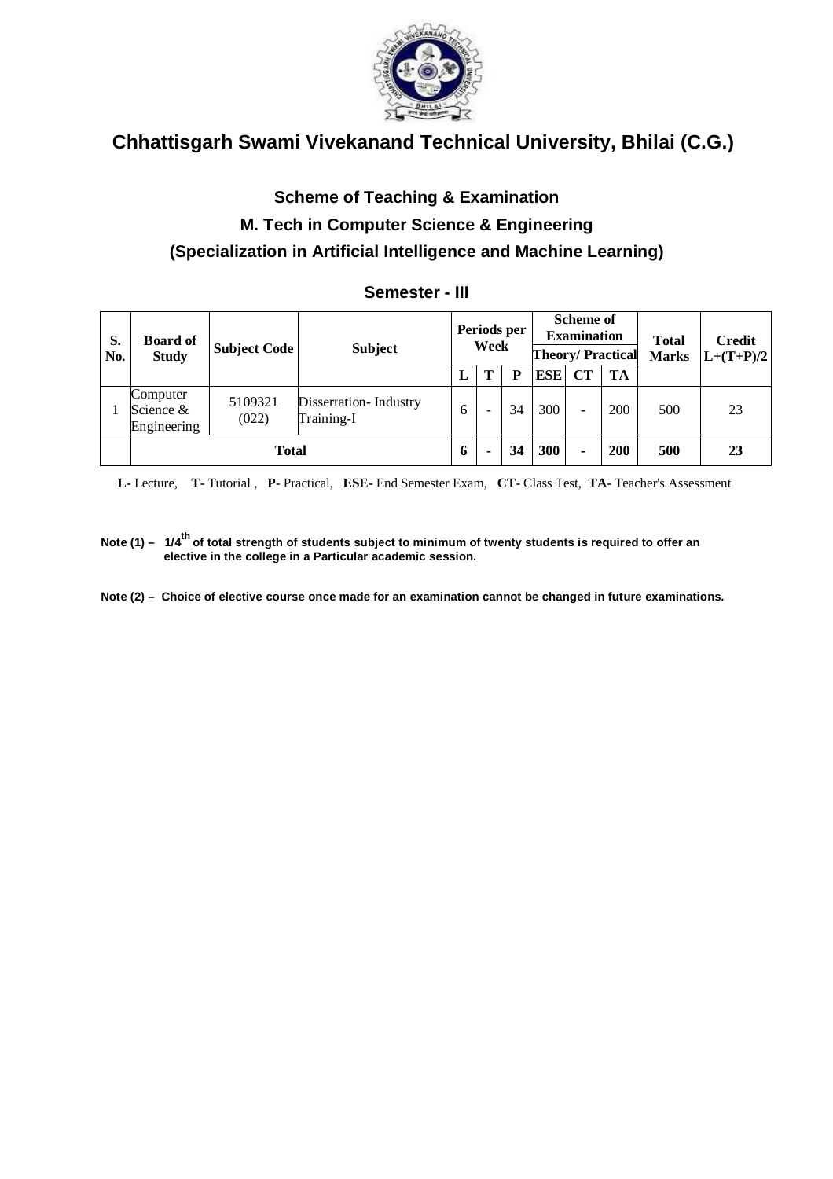# Chhattisgarh Swami Vivekanand Technical University, Bhilai (C.G.)

## Scheme of Teaching & Examination

## M. Tech in Computer Science & Engineering

## (Specialization in Artificial Intelligence and Machine Learning)

### Semester - III

| S. No. | Board of Study | Subject Code | Subject | Periods per Week | | | Scheme of Examination Theory/ Practical | | | Total Marks | Credit L+(T+P)/2 |
|---|---|---|---|---|---|---|---|---|---|---|---|
| | | | | L | T | P | ESE | CT | TA | | |
| 1 | Computer Science & Engineering | 5109321 (022) | Dissertation- Industry Training-I | 6 | - | 34 | 300 | - | 200 | 500 | 23 |
| | **Total** | | | **6** | **-** | **34** | **300** | **-** | **200** | **500** | **23** |

**L-** Lecture, **T-** Tutorial , **P-** Practical, **ESE-** End Semester Exam, **CT-** Class Test, **TA-** Teacher's Assessment

**Note (1) – 1/4th of total strength of students subject to minimum of twenty students is required to offer an elective in the college in a Particular academic session.**

**Note (2) – Choice of elective course once made for an examination cannot be changed in future examinations.**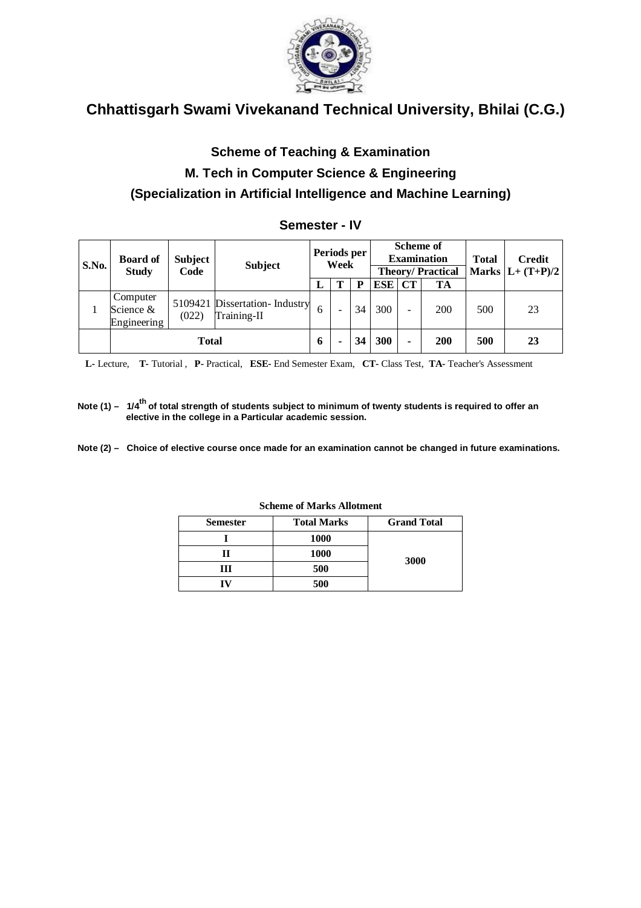# Chhattisgarh Swami Vivekanand Technical University, Bhilai (C.G.)

## Scheme of Teaching & Examination

## M. Tech in Computer Science & Engineering

## (Specialization in Artificial Intelligence and Machine Learning)

### Semester - IV

| S.No. | Board of Study | Subject Code | Subject | Periods per Week | | | Scheme of Examination | | | Total Marks | Credit L+ (T+P)/2 |
|---|---|---|---|---|---|---|---|---|---|---|---|
| | | | | | | | Theory/ Practical | | | | |
| | | | | L | T | P | ESE | CT | TA | | |
| 1 | Computer Science & Engineering | 5109421 (022) | Dissertation- Industry Training-II | 6 | - | 34 | 300 | - | 200 | 500 | 23 |
| | **Total** | | | **6** | **-** | **34** | **300** | **-** | **200** | **500** | **23** |

**L-** Lecture, **T-** Tutorial , **P-** Practical, **ESE-** End Semester Exam, **CT-** Class Test, **TA-** Teacher's Assessment

**Note (1) – 1/4th of total strength of students subject to minimum of twenty students is required to offer an elective in the college in a Particular academic session.**

**Note (2) – Choice of elective course once made for an examination cannot be changed in future examinations.**

**Scheme of Marks Allotment**

| Semester | Total Marks | Grand Total |
|---|---|---|
| I | 1000 | 3000 |
| II | 1000 | |
| III | 500 | |
| IV | 500 | |